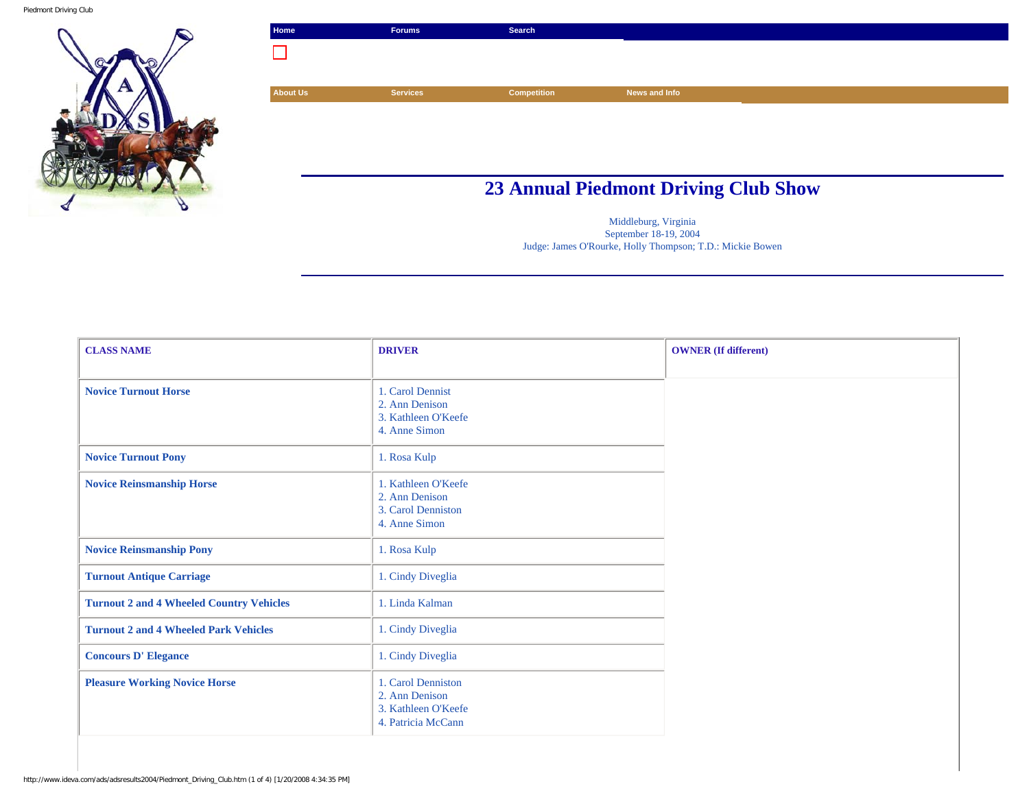Home | Forums | Search

About Us | Services | Competition | News and Info

# 23 Annual Piedmont Driving Club Show

Middleburg, Virginia
September 18-19, 2004
Judge: James O'Rourke, Holly Thompson; T.D.: Mickie Bowen

| CLASS NAME | DRIVER | OWNER (If different) |
|---|---|---|
| **Novice Turnout Horse** | 1. Carol Dennist<br>2. Ann Denison<br>3. Kathleen O'Keefe<br>4. Anne Simon | |
| **Novice Turnout Pony** | 1. Rosa Kulp | |
| **Novice Reinsmanship Horse** | 1. Kathleen O'Keefe<br>2. Ann Denison<br>3. Carol Denniston<br>4. Anne Simon | |
| **Novice Reinsmanship Pony** | 1. Rosa Kulp | |
| **Turnout Antique Carriage** | 1. Cindy Diveglia | |
| **Turnout 2 and 4 Wheeled Country Vehicles** | 1. Linda Kalman | |
| **Turnout 2 and 4 Wheeled Park Vehicles** | 1. Cindy Diveglia | |
| **Concours D' Elegance** | 1. Cindy Diveglia | |
| **Pleasure Working Novice Horse** | 1. Carol Denniston<br>2. Ann Denison<br>3. Kathleen O'Keefe<br>4. Patricia McCann | |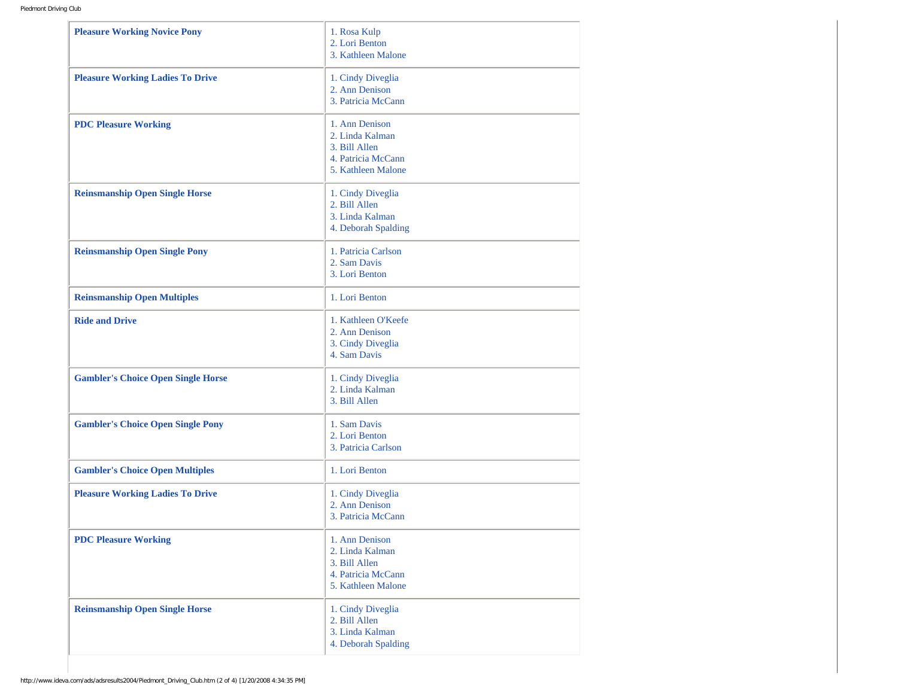| | |
|---|---|
| **Pleasure Working Novice Pony** | 1. Rosa Kulp<br>2. Lori Benton<br>3. Kathleen Malone |
| **Pleasure Working Ladies To Drive** | 1. Cindy Diveglia<br>2. Ann Denison<br>3. Patricia McCann |
| **PDC Pleasure Working** | 1. Ann Denison<br>2. Linda Kalman<br>3. Bill Allen<br>4. Patricia McCann<br>5. Kathleen Malone |
| **Reinsmanship Open Single Horse** | 1. Cindy Diveglia<br>2. Bill Allen<br>3. Linda Kalman<br>4. Deborah Spalding |
| **Reinsmanship Open Single Pony** | 1. Patricia Carlson<br>2. Sam Davis<br>3. Lori Benton |
| **Reinsmanship Open Multiples** | 1. Lori Benton |
| **Ride and Drive** | 1. Kathleen O'Keefe<br>2. Ann Denison<br>3. Cindy Diveglia<br>4. Sam Davis |
| **Gambler's Choice Open Single Horse** | 1. Cindy Diveglia<br>2. Linda Kalman<br>3. Bill Allen |
| **Gambler's Choice Open Single Pony** | 1. Sam Davis<br>2. Lori Benton<br>3. Patricia Carlson |
| **Gambler's Choice Open Multiples** | 1. Lori Benton |
| **Pleasure Working Ladies To Drive** | 1. Cindy Diveglia<br>2. Ann Denison<br>3. Patricia McCann |
| **PDC Pleasure Working** | 1. Ann Denison<br>2. Linda Kalman<br>3. Bill Allen<br>4. Patricia McCann<br>5. Kathleen Malone |
| **Reinsmanship Open Single Horse** | 1. Cindy Diveglia<br>2. Bill Allen<br>3. Linda Kalman<br>4. Deborah Spalding |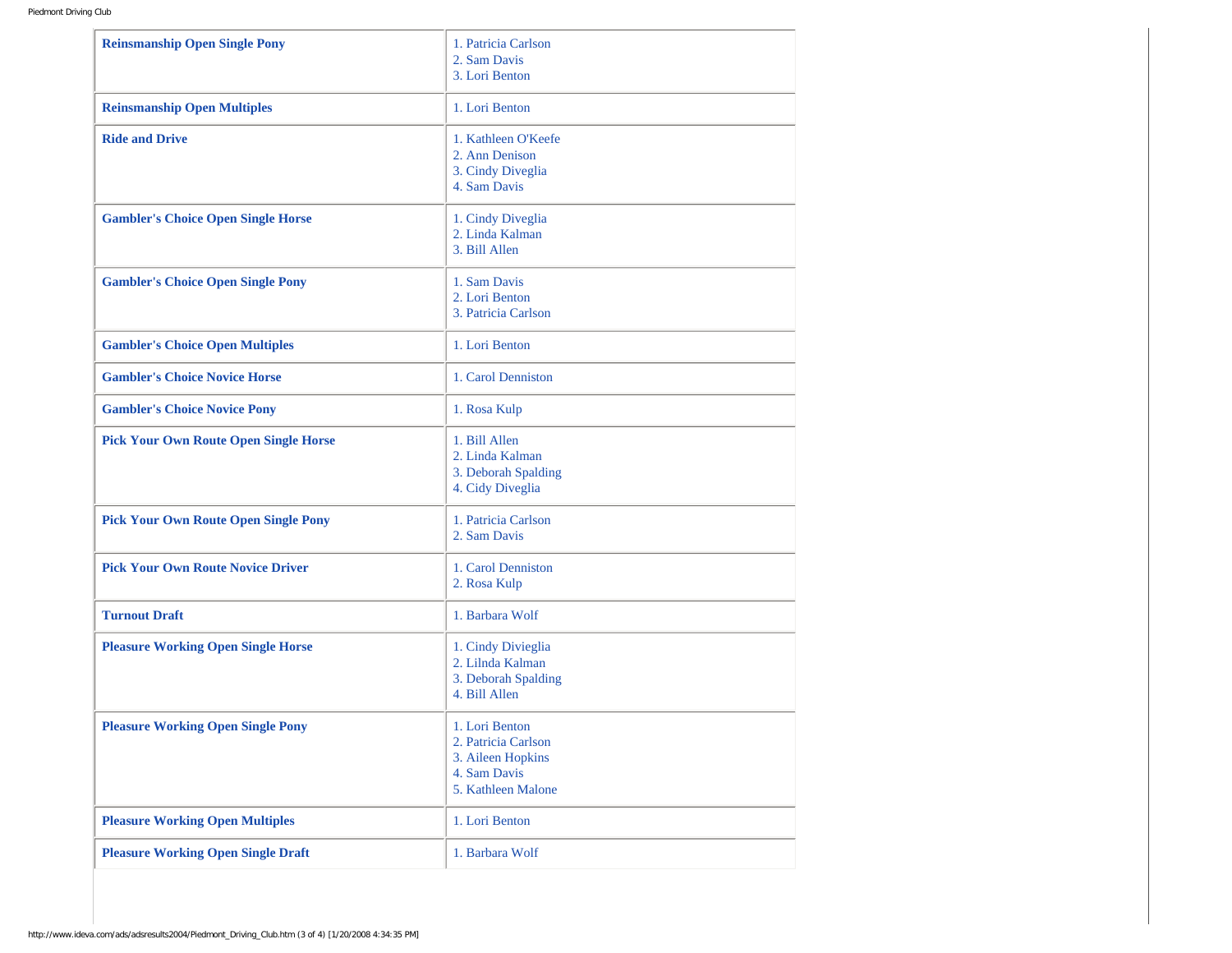| | |
|---|---|
| **Reinsmanship Open Single Pony** | 1. Patricia Carlson<br>2. Sam Davis<br>3. Lori Benton |
| **Reinsmanship Open Multiples** | 1. Lori Benton |
| **Ride and Drive** | 1. Kathleen O'Keefe<br>2. Ann Denison<br>3. Cindy Diveglia<br>4. Sam Davis |
| **Gambler's Choice Open Single Horse** | 1. Cindy Diveglia<br>2. Linda Kalman<br>3. Bill Allen |
| **Gambler's Choice Open Single Pony** | 1. Sam Davis<br>2. Lori Benton<br>3. Patricia Carlson |
| **Gambler's Choice Open Multiples** | 1. Lori Benton |
| **Gambler's Choice Novice Horse** | 1. Carol Denniston |
| **Gambler's Choice Novice Pony** | 1. Rosa Kulp |
| **Pick Your Own Route Open Single Horse** | 1. Bill Allen<br>2. Linda Kalman<br>3. Deborah Spalding<br>4. Cidy Diveglia |
| **Pick Your Own Route Open Single Pony** | 1. Patricia Carlson<br>2. Sam Davis |
| **Pick Your Own Route Novice Driver** | 1. Carol Denniston<br>2. Rosa Kulp |
| **Turnout Draft** | 1. Barbara Wolf |
| **Pleasure Working Open Single Horse** | 1. Cindy Divieglia<br>2. Lilnda Kalman<br>3. Deborah Spalding<br>4. Bill Allen |
| **Pleasure Working Open Single Pony** | 1. Lori Benton<br>2. Patricia Carlson<br>3. Aileen Hopkins<br>4. Sam Davis<br>5. Kathleen Malone |
| **Pleasure Working Open Multiples** | 1. Lori Benton |
| **Pleasure Working Open Single Draft** | 1. Barbara Wolf |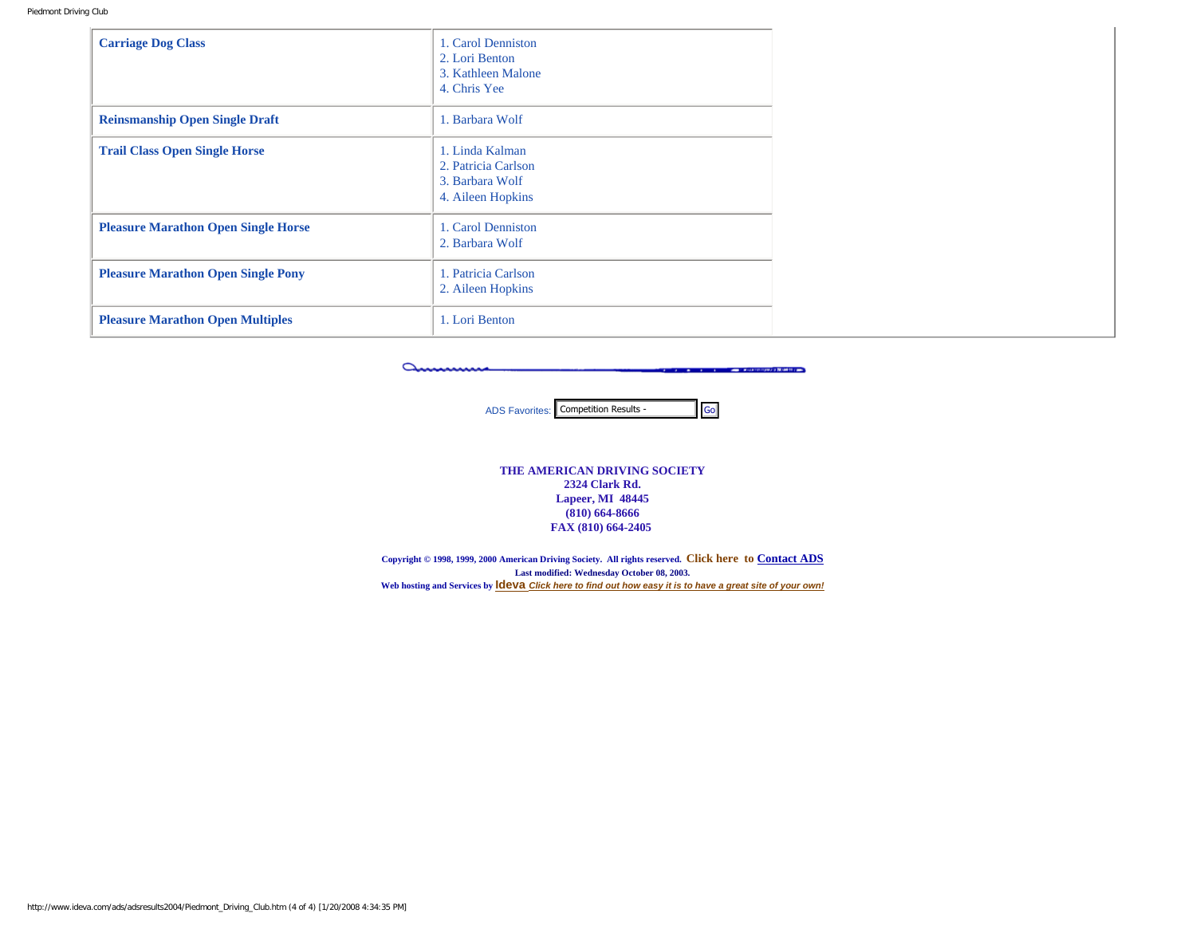| | |
|---|---|
| **Carriage Dog Class** | 1. Carol Denniston<br>2. Lori Benton<br>3. Kathleen Malone<br>4. Chris Yee |
| **Reinsmanship Open Single Draft** | 1. Barbara Wolf |
| **Trail Class Open Single Horse** | 1. Linda Kalman<br>2. Patricia Carlson<br>3. Barbara Wolf<br>4. Aileen Hopkins |
| **Pleasure Marathon Open Single Horse** | 1. Carol Denniston<br>2. Barbara Wolf |
| **Pleasure Marathon Open Single Pony** | 1. Patricia Carlson<br>2. Aileen Hopkins |
| **Pleasure Marathon Open Multiples** | 1. Lori Benton |

ADS Favorites: Competition Results - Go

**THE AMERICAN DRIVING SOCIETY**
**2324 Clark Rd.**
**Lapeer, MI 48445**
**(810) 664-8666**
**FAX (810) 664-2405**

**Copyright © 1998, 1999, 2000 American Driving Society. All rights reserved. Click here to Contact ADS**
**Last modified: Wednesday October 08, 2003.**
**Web hosting and Services by Ideva** ***Click here to find out how easy it is to have a great site of your own!***